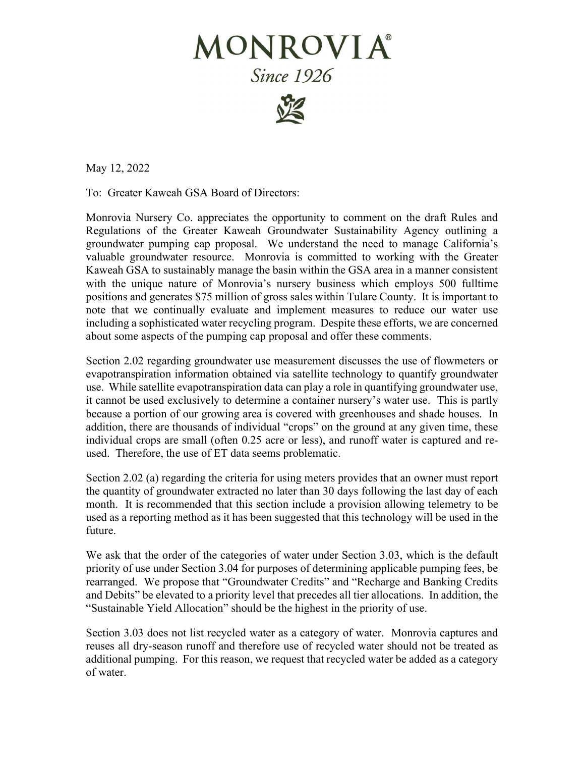# MONROVIA®

*Since 1926*

May 12, 2022

To: Greater Kaweah GSA Board of Directors:

Monrovia Nursery Co. appreciates the opportunity to comment on the draft Rules and Regulations of the Greater Kaweah Groundwater Sustainability Agency outlining a groundwater pumping cap proposal. We understand the need to manage California's valuable groundwater resource. Monrovia is committed to working with the Greater Kaweah GSA to sustainably manage the basin within the GSA area in a manner consistent with the unique nature of Monrovia's nursery business which employs 500 fulltime positions and generates $75 million of gross sales within Tulare County. It is important to note that we continually evaluate and implement measures to reduce our water use including a sophisticated water recycling program. Despite these efforts, we are concerned about some aspects of the pumping cap proposal and offer these comments.

Section 2.02 regarding groundwater use measurement discusses the use of flowmeters or evapotranspiration information obtained via satellite technology to quantify groundwater use. While satellite evapotranspiration data can play a role in quantifying groundwater use, it cannot be used exclusively to determine a container nursery's water use. This is partly because a portion of our growing area is covered with greenhouses and shade houses. In addition, there are thousands of individual "crops" on the ground at any given time, these individual crops are small (often 0.25 acre or less), and runoff water is captured and re-used. Therefore, the use of ET data seems problematic.

Section 2.02 (a) regarding the criteria for using meters provides that an owner must report the quantity of groundwater extracted no later than 30 days following the last day of each month. It is recommended that this section include a provision allowing telemetry to be used as a reporting method as it has been suggested that this technology will be used in the future.

We ask that the order of the categories of water under Section 3.03, which is the default priority of use under Section 3.04 for purposes of determining applicable pumping fees, be rearranged. We propose that "Groundwater Credits" and "Recharge and Banking Credits and Debits" be elevated to a priority level that precedes all tier allocations. In addition, the "Sustainable Yield Allocation" should be the highest in the priority of use.

Section 3.03 does not list recycled water as a category of water. Monrovia captures and reuses all dry-season runoff and therefore use of recycled water should not be treated as additional pumping. For this reason, we request that recycled water be added as a category of water.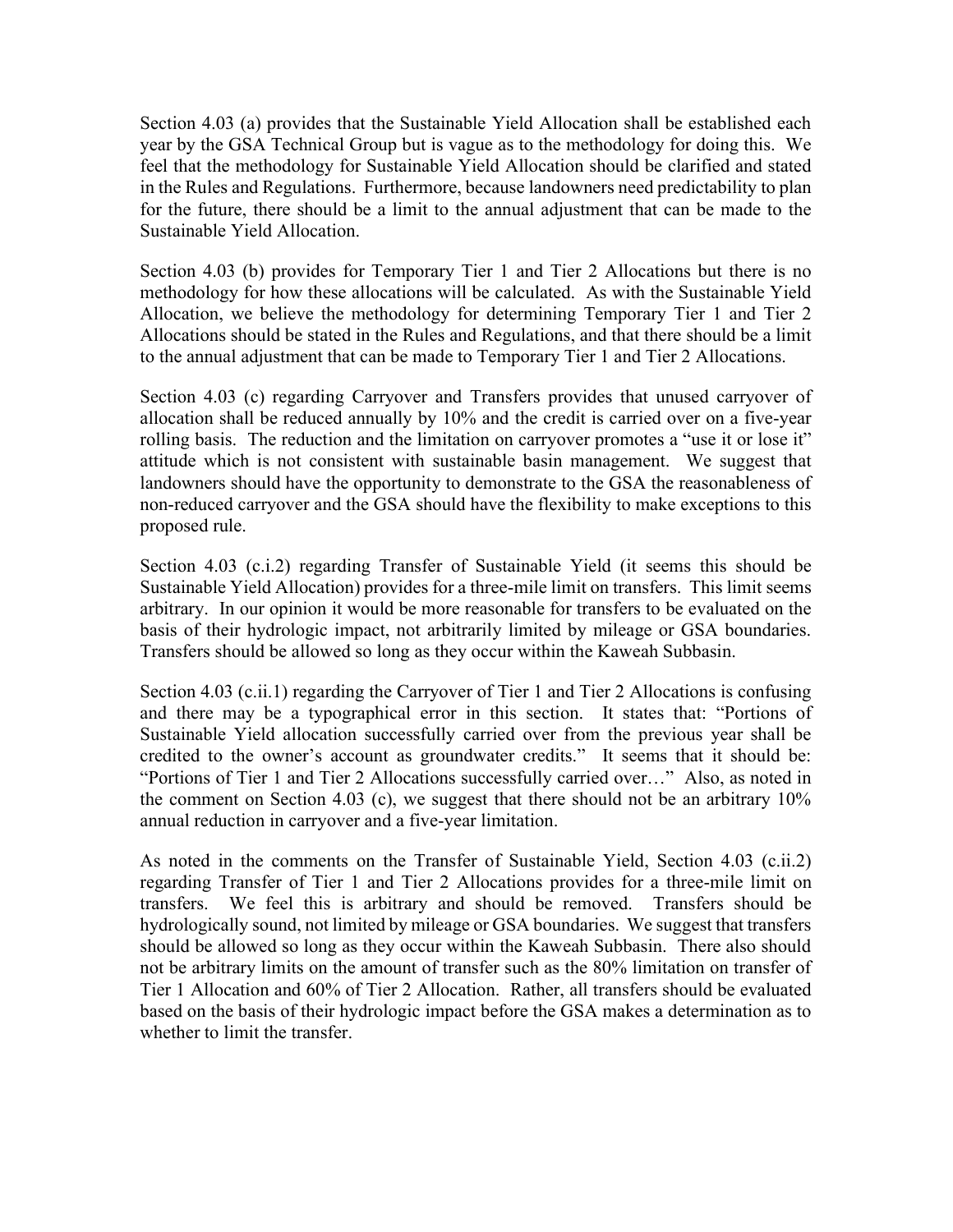Section 4.03 (a) provides that the Sustainable Yield Allocation shall be established each year by the GSA Technical Group but is vague as to the methodology for doing this. We feel that the methodology for Sustainable Yield Allocation should be clarified and stated in the Rules and Regulations. Furthermore, because landowners need predictability to plan for the future, there should be a limit to the annual adjustment that can be made to the Sustainable Yield Allocation.

Section 4.03 (b) provides for Temporary Tier 1 and Tier 2 Allocations but there is no methodology for how these allocations will be calculated. As with the Sustainable Yield Allocation, we believe the methodology for determining Temporary Tier 1 and Tier 2 Allocations should be stated in the Rules and Regulations, and that there should be a limit to the annual adjustment that can be made to Temporary Tier 1 and Tier 2 Allocations.

Section 4.03 (c) regarding Carryover and Transfers provides that unused carryover of allocation shall be reduced annually by 10% and the credit is carried over on a five-year rolling basis. The reduction and the limitation on carryover promotes a "use it or lose it" attitude which is not consistent with sustainable basin management. We suggest that landowners should have the opportunity to demonstrate to the GSA the reasonableness of non-reduced carryover and the GSA should have the flexibility to make exceptions to this proposed rule.

Section 4.03 (c.i.2) regarding Transfer of Sustainable Yield (it seems this should be Sustainable Yield Allocation) provides for a three-mile limit on transfers. This limit seems arbitrary. In our opinion it would be more reasonable for transfers to be evaluated on the basis of their hydrologic impact, not arbitrarily limited by mileage or GSA boundaries. Transfers should be allowed so long as they occur within the Kaweah Subbasin.

Section 4.03 (c.ii.1) regarding the Carryover of Tier 1 and Tier 2 Allocations is confusing and there may be a typographical error in this section. It states that: "Portions of Sustainable Yield allocation successfully carried over from the previous year shall be credited to the owner's account as groundwater credits." It seems that it should be: "Portions of Tier 1 and Tier 2 Allocations successfully carried over…" Also, as noted in the comment on Section 4.03 (c), we suggest that there should not be an arbitrary 10% annual reduction in carryover and a five-year limitation.

As noted in the comments on the Transfer of Sustainable Yield, Section 4.03 (c.ii.2) regarding Transfer of Tier 1 and Tier 2 Allocations provides for a three-mile limit on transfers. We feel this is arbitrary and should be removed. Transfers should be hydrologically sound, not limited by mileage or GSA boundaries. We suggest that transfers should be allowed so long as they occur within the Kaweah Subbasin. There also should not be arbitrary limits on the amount of transfer such as the 80% limitation on transfer of Tier 1 Allocation and 60% of Tier 2 Allocation. Rather, all transfers should be evaluated based on the basis of their hydrologic impact before the GSA makes a determination as to whether to limit the transfer.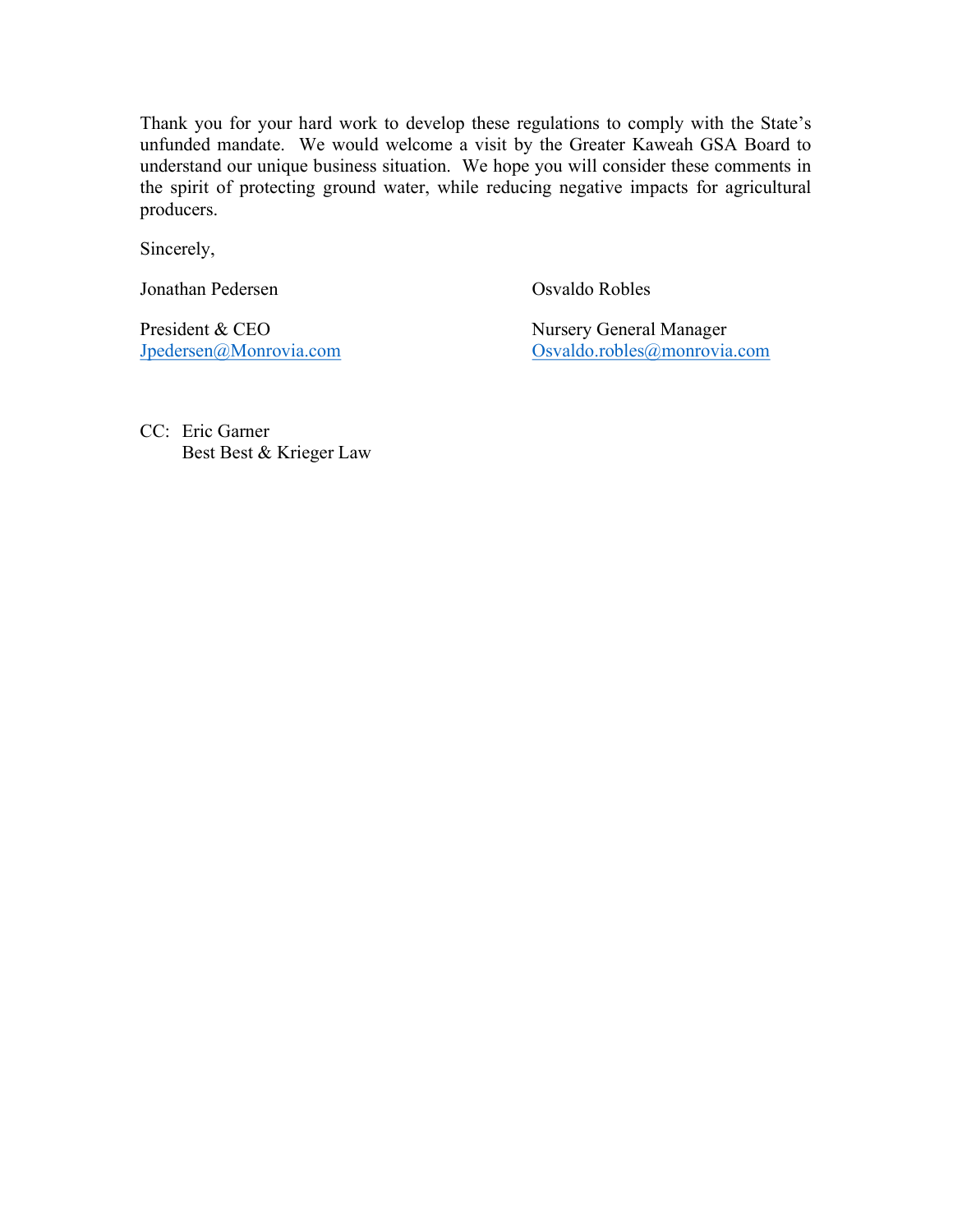Thank you for your hard work to develop these regulations to comply with the State's unfunded mandate. We would welcome a visit by the Greater Kaweah GSA Board to understand our unique business situation. We hope you will consider these comments in the spirit of protecting ground water, while reducing negative impacts for agricultural producers.

Sincerely,

Jonathan Pedersen

President & CEO
Jpedersen@Monrovia.com

Osvaldo Robles

Nursery General Manager
Osvaldo.robles@monrovia.com

CC: Eric Garner
Best Best & Krieger Law